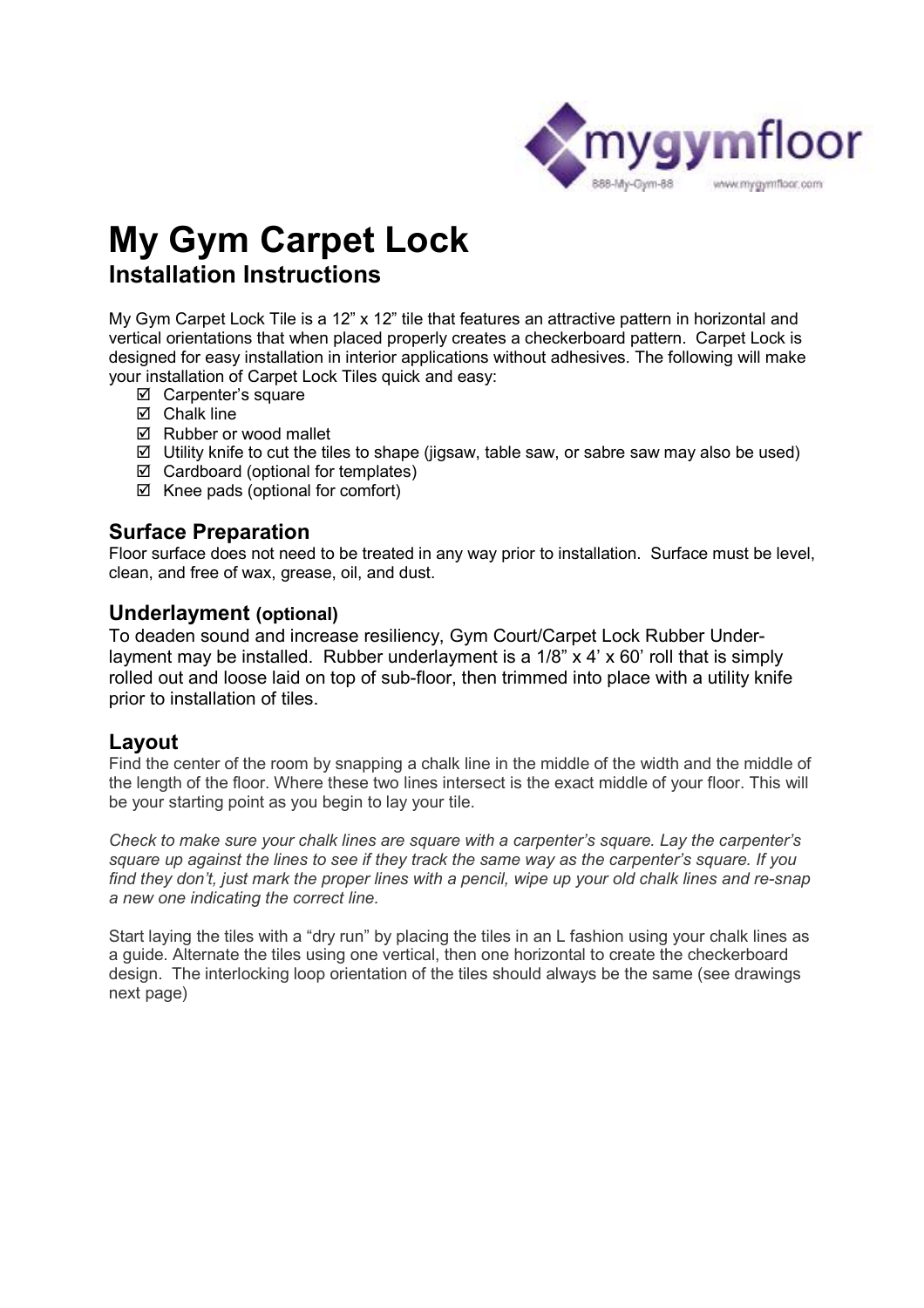# My Gym Carpet Lock

## Installation Instructions

My Gym Carpet Lock Tile is a 12" x 12" tile that features an attractive pattern in horizontal and vertical orientations that when placed properly creates a checkerboard pattern. Carpet Lock is designed for easy installation in interior applications without adhesives. The following will make your installation of Carpet Lock Tiles quick and easy:

- ☑ Carpenter's square
- ☑ Chalk line
- ☑ Rubber or wood mallet
- ☑ Utility knife to cut the tiles to shape (jigsaw, table saw, or sabre saw may also be used)
- ☑ Cardboard (optional for templates)
- ☑ Knee pads (optional for comfort)

### Surface Preparation

Floor surface does not need to be treated in any way prior to installation. Surface must be level, clean, and free of wax, grease, oil, and dust.

### Underlayment (optional)

To deaden sound and increase resiliency, Gym Court/Carpet Lock Rubber Underlayment may be installed. Rubber underlayment is a 1/8" x 4' x 60' roll that is simply rolled out and loose laid on top of sub-floor, then trimmed into place with a utility knife prior to installation of tiles.

### Layout

Find the center of the room by snapping a chalk line in the middle of the width and the middle of the length of the floor. Where these two lines intersect is the exact middle of your floor. This will be your starting point as you begin to lay your tile.

*Check to make sure your chalk lines are square with a carpenter's square. Lay the carpenter's square up against the lines to see if they track the same way as the carpenter's square. If you find they don't, just mark the proper lines with a pencil, wipe up your old chalk lines and re-snap a new one indicating the correct line.*

Start laying the tiles with a "dry run" by placing the tiles in an L fashion using your chalk lines as a guide. Alternate the tiles using one vertical, then one horizontal to create the checkerboard design. The interlocking loop orientation of the tiles should always be the same (see drawings next page)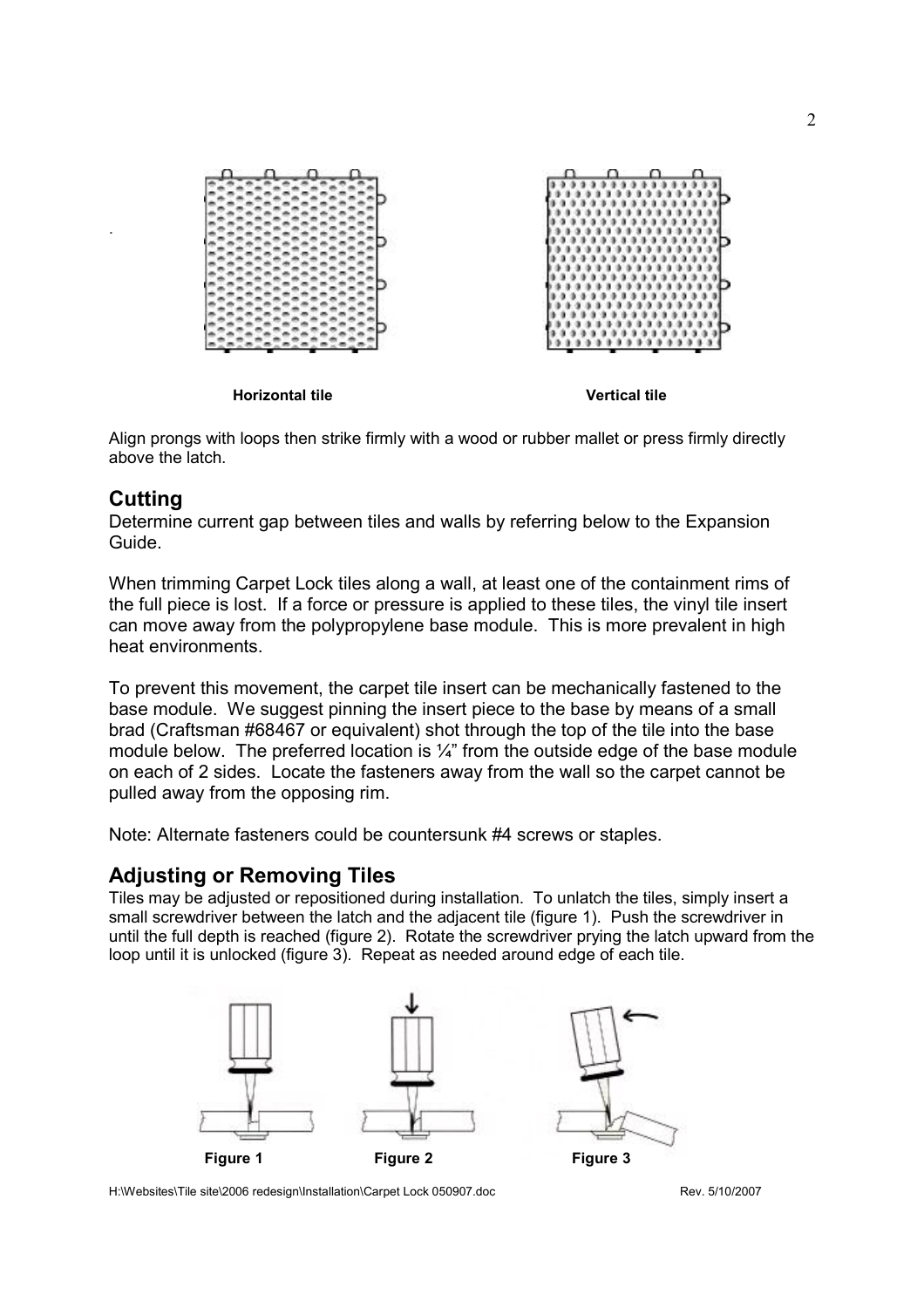Horizontal tile

Vertical tile

Align prongs with loops then strike firmly with a wood or rubber mallet or press firmly directly above the latch.

## Cutting

Determine current gap between tiles and walls by referring below to the Expansion Guide.

When trimming Carpet Lock tiles along a wall, at least one of the containment rims of the full piece is lost. If a force or pressure is applied to these tiles, the vinyl tile insert can move away from the polypropylene base module. This is more prevalent in high heat environments.

To prevent this movement, the carpet tile insert can be mechanically fastened to the base module. We suggest pinning the insert piece to the base by means of a small brad (Craftsman #68467 or equivalent) shot through the top of the tile into the base module below. The preferred location is ¼" from the outside edge of the base module on each of 2 sides. Locate the fasteners away from the wall so the carpet cannot be pulled away from the opposing rim.

Note: Alternate fasteners could be countersunk #4 screws or staples.

## Adjusting or Removing Tiles

Tiles may be adjusted or repositioned during installation. To unlatch the tiles, simply insert a small screwdriver between the latch and the adjacent tile (figure 1). Push the screwdriver in until the full depth is reached (figure 2). Rotate the screwdriver prying the latch upward from the loop until it is unlocked (figure 3). Repeat as needed around edge of each tile.

Figure 1

Figure 2

Figure 3

H:\Websites\Tile site\2006 redesign\Installation\Carpet Lock 050907.doc Rev. 5/10/2007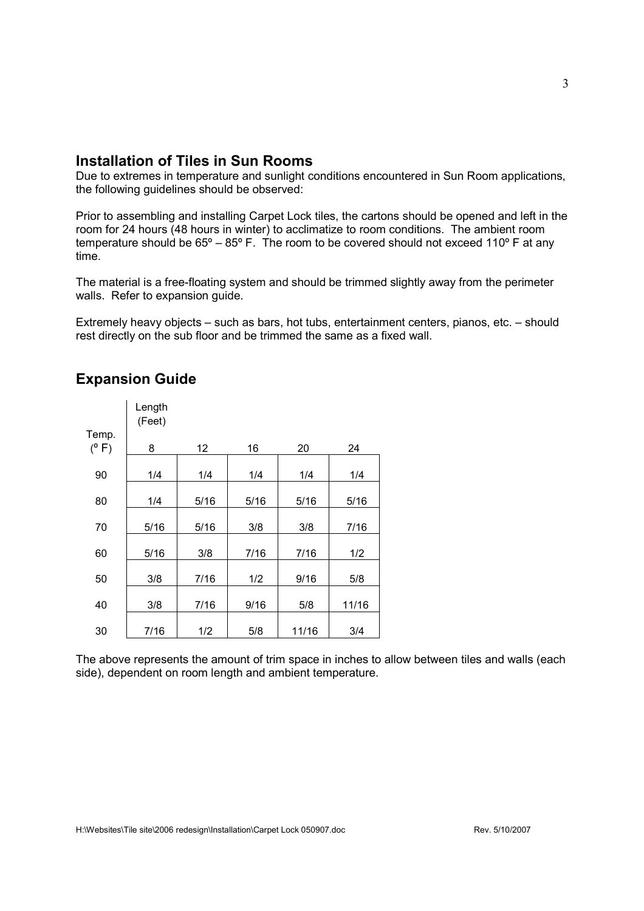## Installation of Tiles in Sun Rooms

Due to extremes in temperature and sunlight conditions encountered in Sun Room applications, the following guidelines should be observed:

Prior to assembling and installing Carpet Lock tiles, the cartons should be opened and left in the room for 24 hours (48 hours in winter) to acclimatize to room conditions. The ambient room temperature should be 65º – 85º F. The room to be covered should not exceed 110º F at any time.

The material is a free-floating system and should be trimmed slightly away from the perimeter walls. Refer to expansion guide.

Extremely heavy objects – such as bars, hot tubs, entertainment centers, pianos, etc. – should rest directly on the sub floor and be trimmed the same as a fixed wall.

## Expansion Guide

| | Length (Feet) | | | | |
|---|---|---|---|---|---|
| Temp. (º F) | 8 | 12 | 16 | 20 | 24 |
| 90 | 1/4 | 1/4 | 1/4 | 1/4 | 1/4 |
| 80 | 1/4 | 5/16 | 5/16 | 5/16 | 5/16 |
| 70 | 5/16 | 5/16 | 3/8 | 3/8 | 7/16 |
| 60 | 5/16 | 3/8 | 7/16 | 7/16 | 1/2 |
| 50 | 3/8 | 7/16 | 1/2 | 9/16 | 5/8 |
| 40 | 3/8 | 7/16 | 9/16 | 5/8 | 11/16 |
| 30 | 7/16 | 1/2 | 5/8 | 11/16 | 3/4 |

The above represents the amount of trim space in inches to allow between tiles and walls (each side), dependent on room length and ambient temperature.